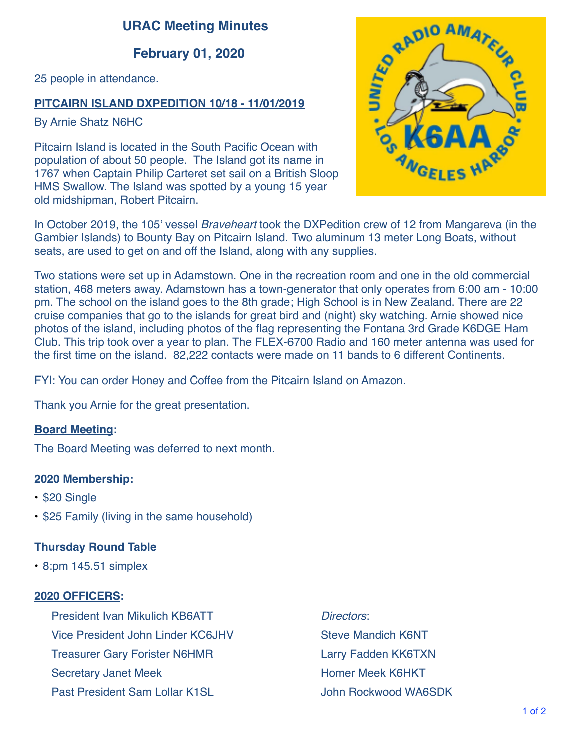# URAC Meeting Minutes

## February 01, 2020

25 people in attendance.

**PITCAIRN ISLAND DXPEDITION 10/18 - 11/01/2019**

By Arnie Shatz N6HC

Pitcairn Island is located in the South Pacific Ocean with population of about 50 people. The Island got its name in 1767 when Captain Philip Carteret set sail on a British Sloop HMS Swallow. The Island was spotted by a young 15 year old midshipman, Robert Pitcairn.

In October 2019, the 105' vessel *Braveheart* took the DXPedition crew of 12 from Mangareva (in the Gambier Islands) to Bounty Bay on Pitcairn Island. Two aluminum 13 meter Long Boats, without seats, are used to get on and off the Island, along with any supplies.

Two stations were set up in Adamstown. One in the recreation room and one in the old commercial station, 468 meters away. Adamstown has a town-generator that only operates from 6:00 am - 10:00 pm. The school on the island goes to the 8th grade; High School is in New Zealand. There are 22 cruise companies that go to the islands for great bird and (night) sky watching. Arnie showed nice photos of the island, including photos of the flag representing the Fontana 3rd Grade K6DGE Ham Club. This trip took over a year to plan. The FLEX-6700 Radio and 160 meter antenna was used for the first time on the island. 82,222 contacts were made on 11 bands to 6 different Continents.

FYI: You can order Honey and Coffee from the Pitcairn Island on Amazon.

Thank you Arnie for the great presentation.

**Board Meeting:**

The Board Meeting was deferred to next month.

**2020 Membership:**

- $20 Single
- $25 Family (living in the same household)

**Thursday Round Table**

- 8:pm 145.51 simplex

**2020 OFFICERS:**

President Ivan Mikulich KB6ATT
Vice President John Linder KC6JHV
Treasurer Gary Forister N6HMR
Secretary Janet Meek
Past President Sam Lollar K1SL

*Directors*:

Steve Mandich K6NT
Larry Fadden KK6TXN
Homer Meek K6HKT
John Rockwood WA6SDK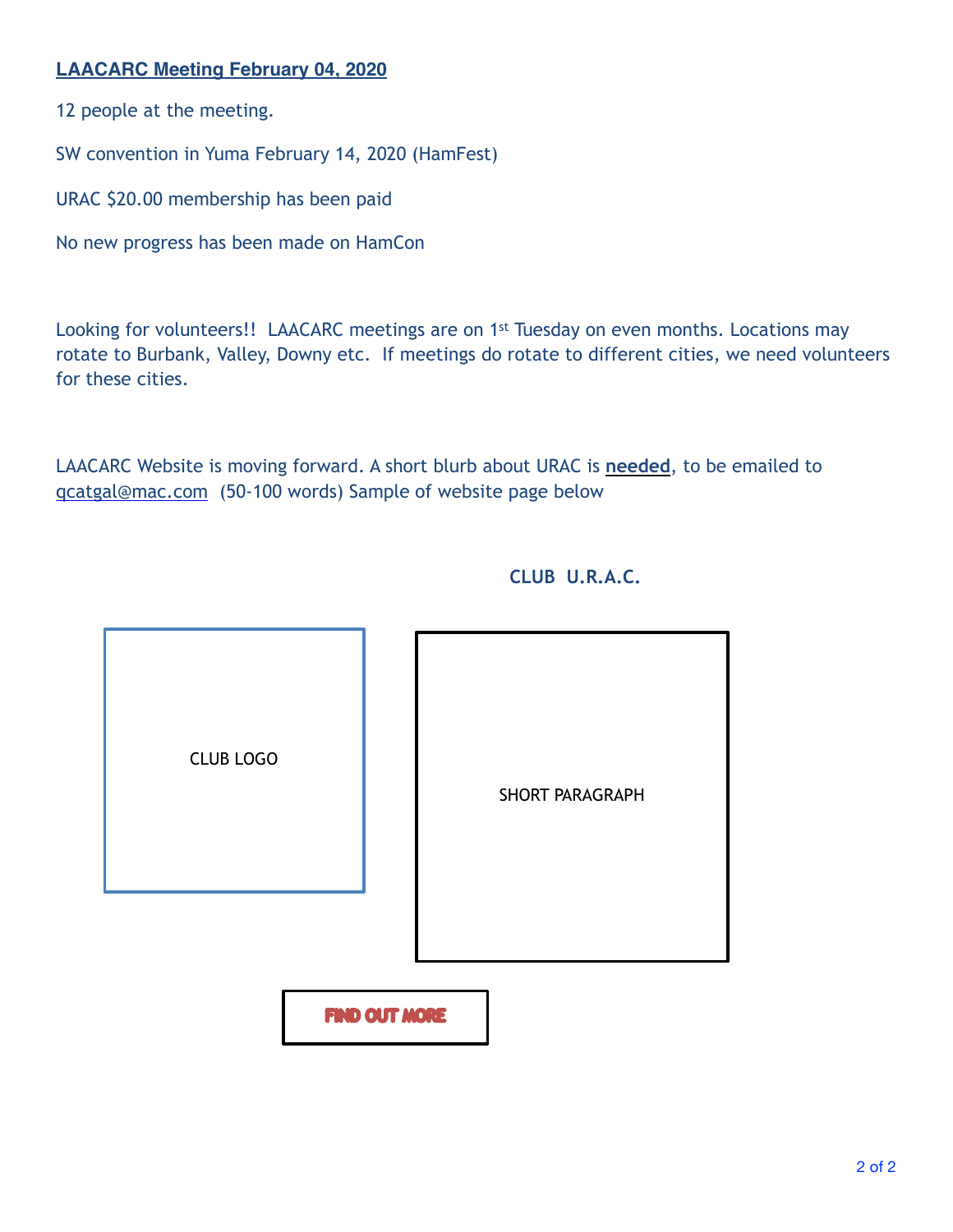**LAACARC Meeting February 04, 2020**

12 people at the meeting.

SW convention in Yuma February 14, 2020 (HamFest)

URAC $20.00 membership has been paid

No new progress has been made on HamCon

Looking for volunteers!! LAACARC meetings are on 1st Tuesday on even months. Locations may rotate to Burbank, Valley, Downy etc. If meetings do rotate to different cities, we need volunteers for these cities.

LAACARC Website is moving forward. A short blurb about URAC is **needed**, to be emailed to qcatgal@mac.com (50-100 words) Sample of website page below

**CLUB U.R.A.C.**

CLUB LOGO

SHORT PARAGRAPH

FIND OUT MORE